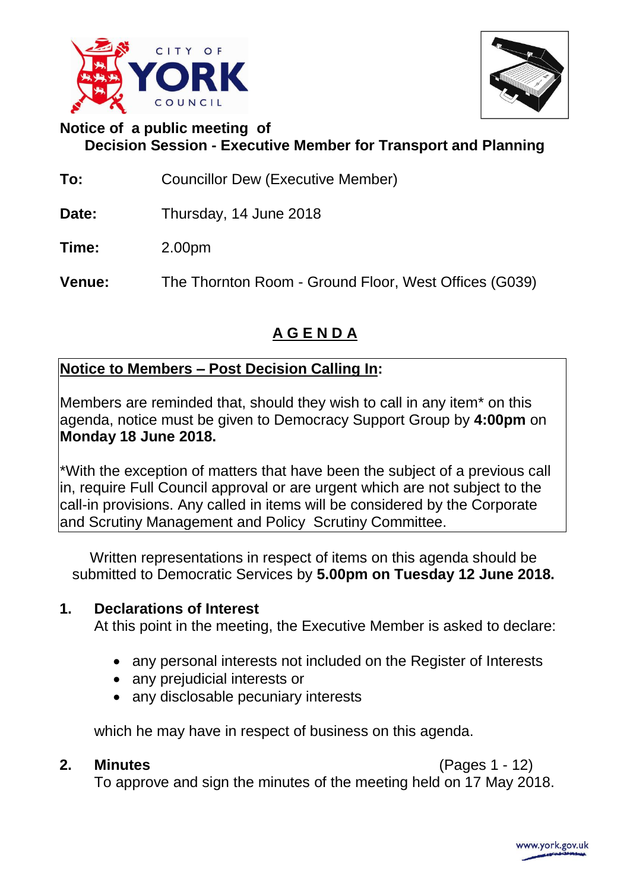**Notice of a public meeting of**

## Decision Session - Executive Member for Transport and Planning

**To:** Councillor Dew (Executive Member)

**Date:** Thursday, 14 June 2018

**Time:** 2.00pm

**Venue:** The Thornton Room - Ground Floor, West Offices (G039)

## AGENDA

**Notice to Members – Post Decision Calling In:**

Members are reminded that, should they wish to call in any item* on this agenda, notice must be given to Democracy Support Group by **4:00pm** on **Monday 18 June 2018.**

*With the exception of matters that have been the subject of a previous call in, require Full Council approval or are urgent which are not subject to the call-in provisions. Any called in items will be considered by the Corporate and Scrutiny Management and Policy Scrutiny Committee.

Written representations in respect of items on this agenda should be submitted to Democratic Services by **5.00pm on Tuesday 12 June 2018.**

**1. Declarations of Interest**

At this point in the meeting, the Executive Member is asked to declare:

- any personal interests not included on the Register of Interests
- any prejudicial interests or
- any disclosable pecuniary interests

which he may have in respect of business on this agenda.

**2. Minutes** (Pages 1 - 12)

To approve and sign the minutes of the meeting held on 17 May 2018.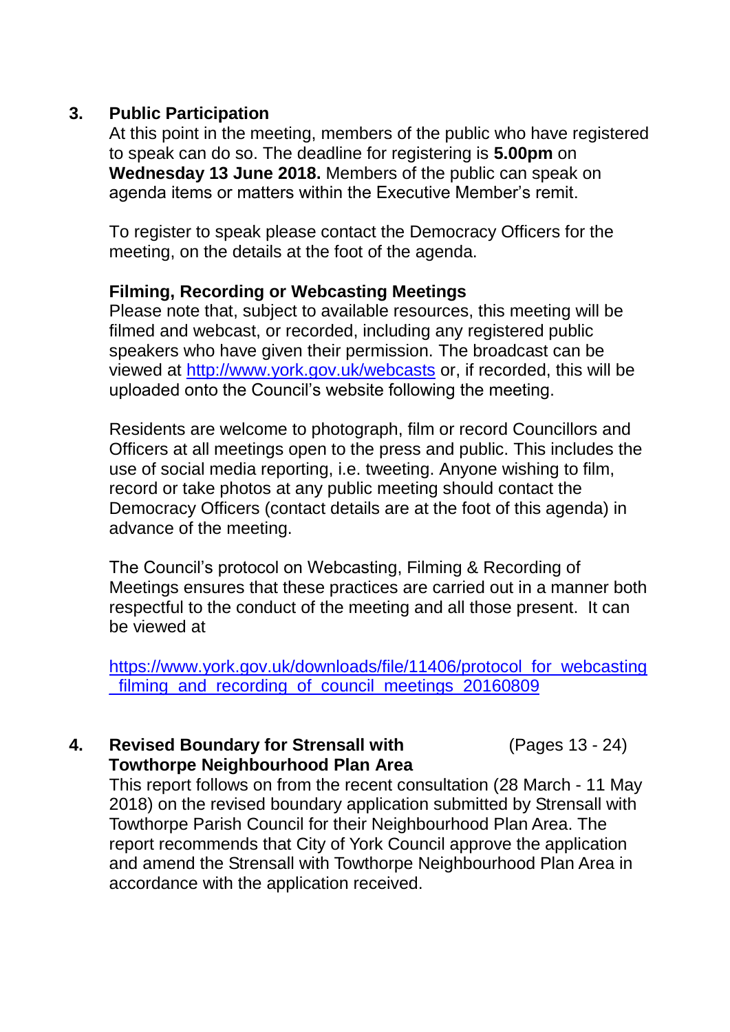## 3. Public Participation

At this point in the meeting, members of the public who have registered to speak can do so. The deadline for registering is **5.00pm** on **Wednesday 13 June 2018.** Members of the public can speak on agenda items or matters within the Executive Member's remit.

To register to speak please contact the Democracy Officers for the meeting, on the details at the foot of the agenda.

### Filming, Recording or Webcasting Meetings

Please note that, subject to available resources, this meeting will be filmed and webcast, or recorded, including any registered public speakers who have given their permission. The broadcast can be viewed at http://www.york.gov.uk/webcasts or, if recorded, this will be uploaded onto the Council's website following the meeting.

Residents are welcome to photograph, film or record Councillors and Officers at all meetings open to the press and public. This includes the use of social media reporting, i.e. tweeting. Anyone wishing to film, record or take photos at any public meeting should contact the Democracy Officers (contact details are at the foot of this agenda) in advance of the meeting.

The Council's protocol on Webcasting, Filming & Recording of Meetings ensures that these practices are carried out in a manner both respectful to the conduct of the meeting and all those present. It can be viewed at

https://www.york.gov.uk/downloads/file/11406/protocol_for_webcasting_filming_and_recording_of_council_meetings_20160809

## 4. Revised Boundary for Strensall with Towthorpe Neighbourhood Plan Area (Pages 13 - 24)

This report follows on from the recent consultation (28 March - 11 May 2018) on the revised boundary application submitted by Strensall with Towthorpe Parish Council for their Neighbourhood Plan Area. The report recommends that City of York Council approve the application and amend the Strensall with Towthorpe Neighbourhood Plan Area in accordance with the application received.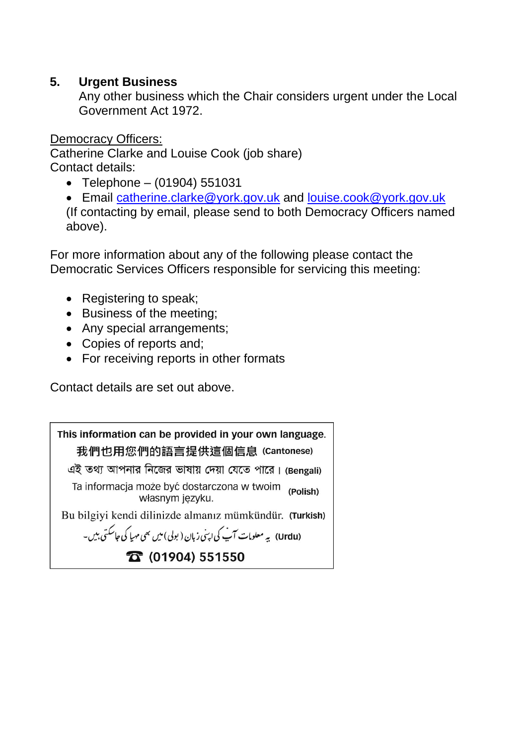**5. Urgent Business**

Any other business which the Chair considers urgent under the Local Government Act 1972.

Democracy Officers:

Catherine Clarke and Louise Cook (job share)

Contact details:

- Telephone – (01904) 551031
- Email catherine.clarke@york.gov.uk and louise.cook@york.gov.uk

(If contacting by email, please send to both Democracy Officers named above).

For more information about any of the following please contact the Democratic Services Officers responsible for servicing this meeting:

- Registering to speak;
- Business of the meeting;
- Any special arrangements;
- Copies of reports and;
- For receiving reports in other formats

Contact details are set out above.

**This information can be provided in your own language.**

**我們也用您們的語言提供這個信息 (Cantonese)**

এই তথ্য আপনার নিজের ভাষায় দেয়া যেতে পারে। **(Bengali)**

Ta informacja może być dostarczona w twoim własnym języku. **(Polish)**

Bu bilgiyi kendi dilinizde almanız mümkündür. **(Turkish)**

**(Urdu)** یہ معلومات آپ کی اپنی زبان (بولی) میں بھی مہیا کی جاسکتی ہیں۔

**☎ (01904) 551550**